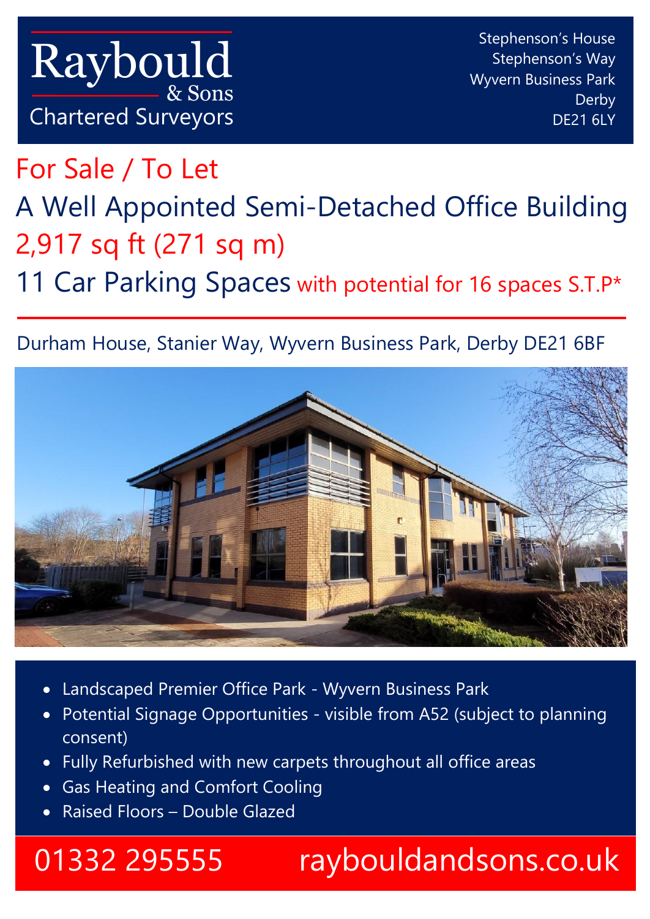Raybould & Sons
Chartered Surveyors

Stephenson's House
Stephenson's Way
Wyvern Business Park
Derby
DE21 6LY

# For Sale / To Let

# A Well Appointed Semi-Detached Office Building

## 2,917 sq ft (271 sq m)

## 11 Car Parking Spaces with potential for 16 spaces S.T.P*

Durham House, Stanier Way, Wyvern Business Park, Derby DE21 6BF

- Landscaped Premier Office Park - Wyvern Business Park
- Potential Signage Opportunities - visible from A52 (subject to planning consent)
- Fully Refurbished with new carpets throughout all office areas
- Gas Heating and Comfort Cooling
- Raised Floors – Double Glazed

01332 295555 raybouldandsons.co.uk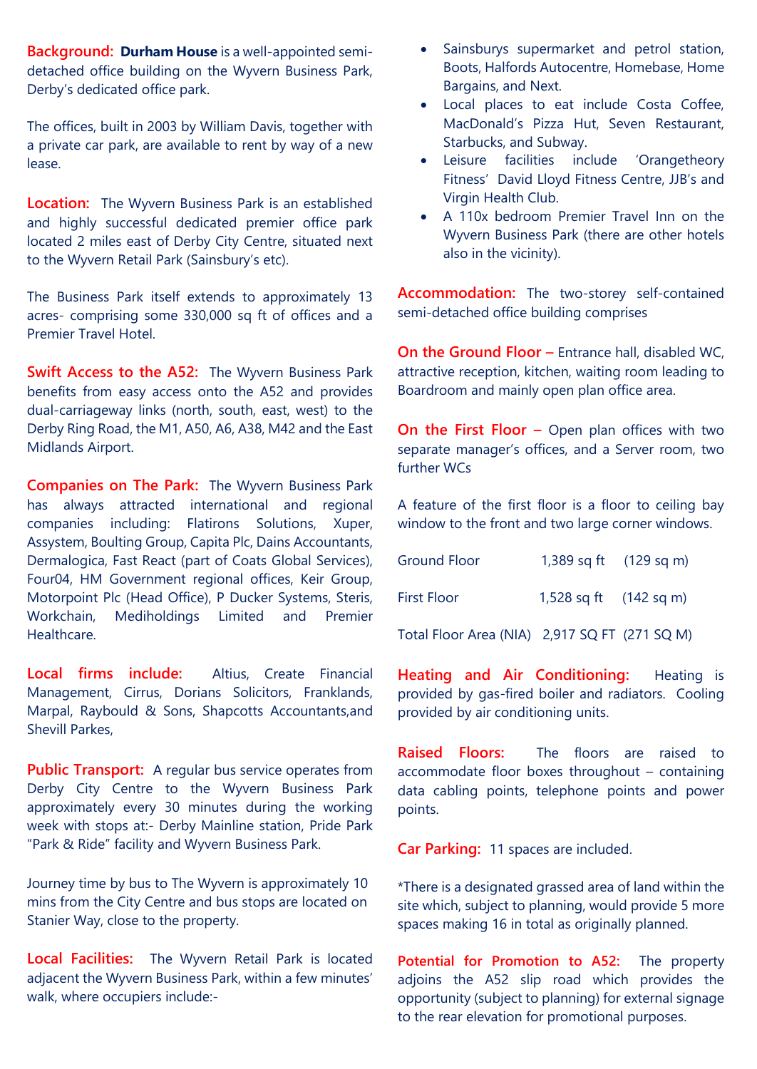**Background:** **Durham House** is a well-appointed semi-detached office building on the Wyvern Business Park, Derby's dedicated office park.

The offices, built in 2003 by William Davis, together with a private car park, are available to rent by way of a new lease.

**Location:** The Wyvern Business Park is an established and highly successful dedicated premier office park located 2 miles east of Derby City Centre, situated next to the Wyvern Retail Park (Sainsbury's etc).

The Business Park itself extends to approximately 13 acres- comprising some 330,000 sq ft of offices and a Premier Travel Hotel.

**Swift Access to the A52:** The Wyvern Business Park benefits from easy access onto the A52 and provides dual-carriageway links (north, south, east, west) to the Derby Ring Road, the M1, A50, A6, A38, M42 and the East Midlands Airport.

**Companies on The Park:** The Wyvern Business Park has always attracted international and regional companies including: Flatirons Solutions, Xuper, Assystem, Boulting Group, Capita Plc, Dains Accountants, Dermalogica, Fast React (part of Coats Global Services), Four04, HM Government regional offices, Keir Group, Motorpoint Plc (Head Office), P Ducker Systems, Steris, Workchain, Mediholdings Limited and Premier Healthcare.

**Local firms include:** Altius, Create Financial Management, Cirrus, Dorians Solicitors, Franklands, Marpal, Raybould & Sons, Shapcotts Accountants,and Shevill Parkes,

**Public Transport:** A regular bus service operates from Derby City Centre to the Wyvern Business Park approximately every 30 minutes during the working week with stops at:- Derby Mainline station, Pride Park "Park & Ride" facility and Wyvern Business Park.

Journey time by bus to The Wyvern is approximately 10 mins from the City Centre and bus stops are located on Stanier Way, close to the property.

**Local Facilities:** The Wyvern Retail Park is located adjacent the Wyvern Business Park, within a few minutes' walk, where occupiers include:-

- Sainsburys supermarket and petrol station, Boots, Halfords Autocentre, Homebase, Home Bargains, and Next.
- Local places to eat include Costa Coffee, MacDonald's Pizza Hut, Seven Restaurant, Starbucks, and Subway.
- Leisure facilities include 'Orangetheory Fitness' David Lloyd Fitness Centre, JJB's and Virgin Health Club.
- A 110x bedroom Premier Travel Inn on the Wyvern Business Park (there are other hotels also in the vicinity).

**Accommodation:** The two-storey self-contained semi-detached office building comprises

**On the Ground Floor –** Entrance hall, disabled WC, attractive reception, kitchen, waiting room leading to Boardroom and mainly open plan office area.

**On the First Floor –** Open plan offices with two separate manager's offices, and a Server room, two further WCs

A feature of the first floor is a floor to ceiling bay window to the front and two large corner windows.

| | | |
|---|---|---|
| Ground Floor | 1,389 sq ft | (129 sq m) |
| First Floor | 1,528 sq ft | (142 sq m) |
| Total Floor Area (NIA) | 2,917 SQ FT | (271 SQ M) |

**Heating and Air Conditioning:** Heating is provided by gas-fired boiler and radiators. Cooling provided by air conditioning units.

**Raised Floors:** The floors are raised to accommodate floor boxes throughout – containing data cabling points, telephone points and power points.

**Car Parking:** 11 spaces are included.

*There is a designated grassed area of land within the site which, subject to planning, would provide 5 more spaces making 16 in total as originally planned.

**Potential for Promotion to A52:** The property adjoins the A52 slip road which provides the opportunity (subject to planning) for external signage to the rear elevation for promotional purposes.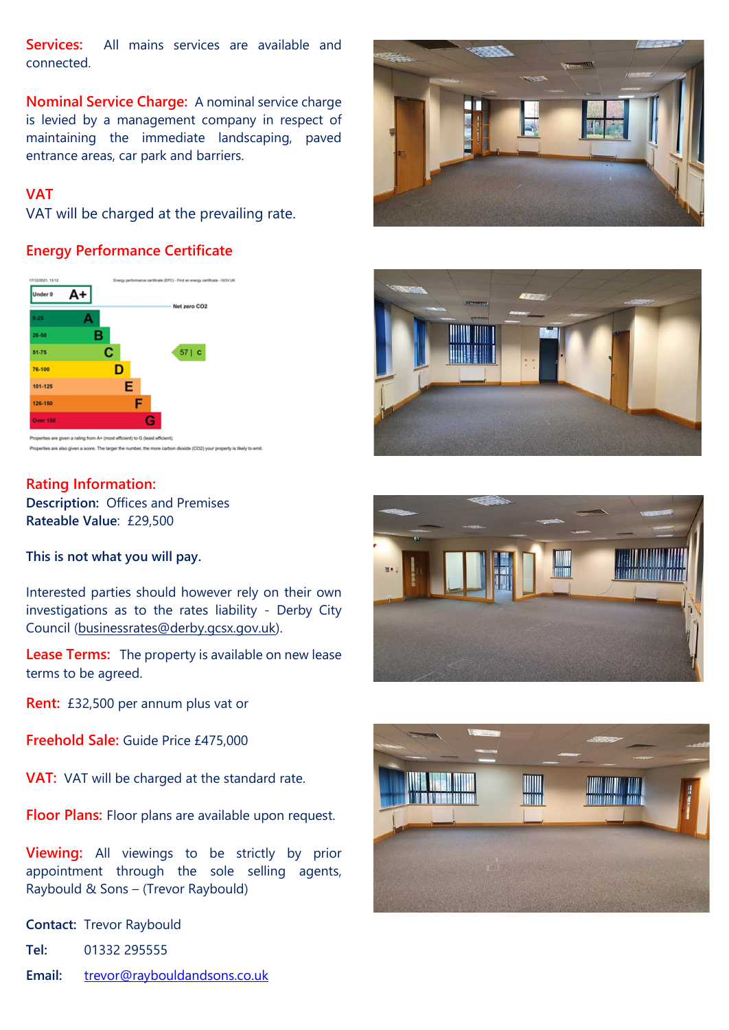**Services:** All mains services are available and connected.

**Nominal Service Charge:** A nominal service charge is levied by a management company in respect of maintaining the immediate landscaping, paved entrance areas, car park and barriers.

## VAT

VAT will be charged at the prevailing rate.

## Energy Performance Certificate

| Score | Rating |
|---|---|
| Under 0 | A+ |
| 0-25 | A |
| 26-50 | B |
| 51-75 | C |
| 76-100 | D |
| 101-125 | E |
| 126-150 | F |
| Over 150 | G |

Net zero $CO_2$

57 | C

Properties are given a rating from A+ (most efficient) to G (least efficient).

Properties are also given a score. The larger the number, the more carbon dioxide ($CO_2$) your property is likely to emit.

## Rating Information:

**Description:** Offices and Premises

**Rateable Value:** £29,500

**This is not what you will pay.**

Interested parties should however rely on their own investigations as to the rates liability - Derby City Council (businessrates@derby.gcsx.gov.uk).

**Lease Terms:** The property is available on new lease terms to be agreed.

**Rent:** £32,500 per annum plus vat or

**Freehold Sale:** Guide Price £475,000

**VAT:** VAT will be charged at the standard rate.

**Floor Plans:** Floor plans are available upon request.

**Viewing:** All viewings to be strictly by prior appointment through the sole selling agents, Raybould & Sons – (Trevor Raybould)

**Contact:** Trevor Raybould

**Tel:** 01332 295555

**Email:** trevor@raybouldandsons.co.uk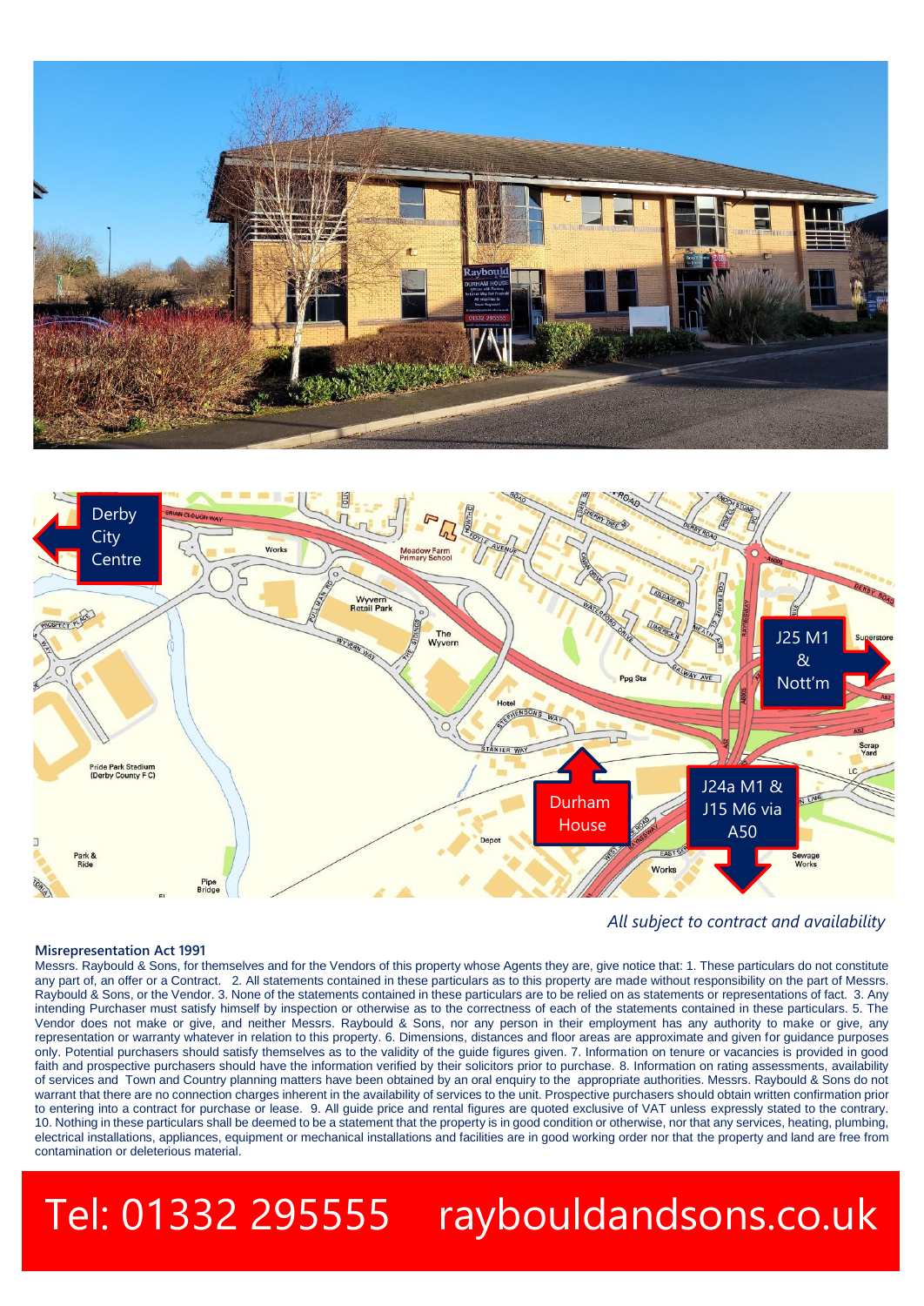*All subject to contract and availability*

**Misrepresentation Act 1991**

Messrs. Raybould & Sons, for themselves and for the Vendors of this property whose Agents they are, give notice that: 1. These particulars do not constitute any part of, an offer or a Contract. 2. All statements contained in these particulars as to this property are made without responsibility on the part of Messrs. Raybould & Sons, or the Vendor. 3. None of the statements contained in these particulars are to be relied on as statements or representations of fact. 3. Any intending Purchaser must satisfy himself by inspection or otherwise as to the correctness of each of the statements contained in these particulars. 5. The Vendor does not make or give, and neither Messrs. Raybould & Sons, nor any person in their employment has any authority to make or give, any representation or warranty whatever in relation to this property. 6. Dimensions, distances and floor areas are approximate and given for guidance purposes only. Potential purchasers should satisfy themselves as to the validity of the guide figures given. 7. Information on tenure or vacancies is provided in good faith and prospective purchasers should have the information verified by their solicitors prior to purchase. 8. Information on rating assessments, availability of services and Town and Country planning matters have been obtained by an oral enquiry to the appropriate authorities. Messrs. Raybould & Sons do not warrant that there are no connection charges inherent in the availability of services to the unit. Prospective purchasers should obtain written confirmation prior to entering into a contract for purchase or lease. 9. All guide price and rental figures are quoted exclusive of VAT unless expressly stated to the contrary. 10. Nothing in these particulars shall be deemed to be a statement that the property is in good condition or otherwise, nor that any services, heating, plumbing, electrical installations, appliances, equipment or mechanical installations and facilities are in good working order nor that the property and land are free from contamination or deleterious material.

Tel: 01332 295555 raybouldandsons.co.uk